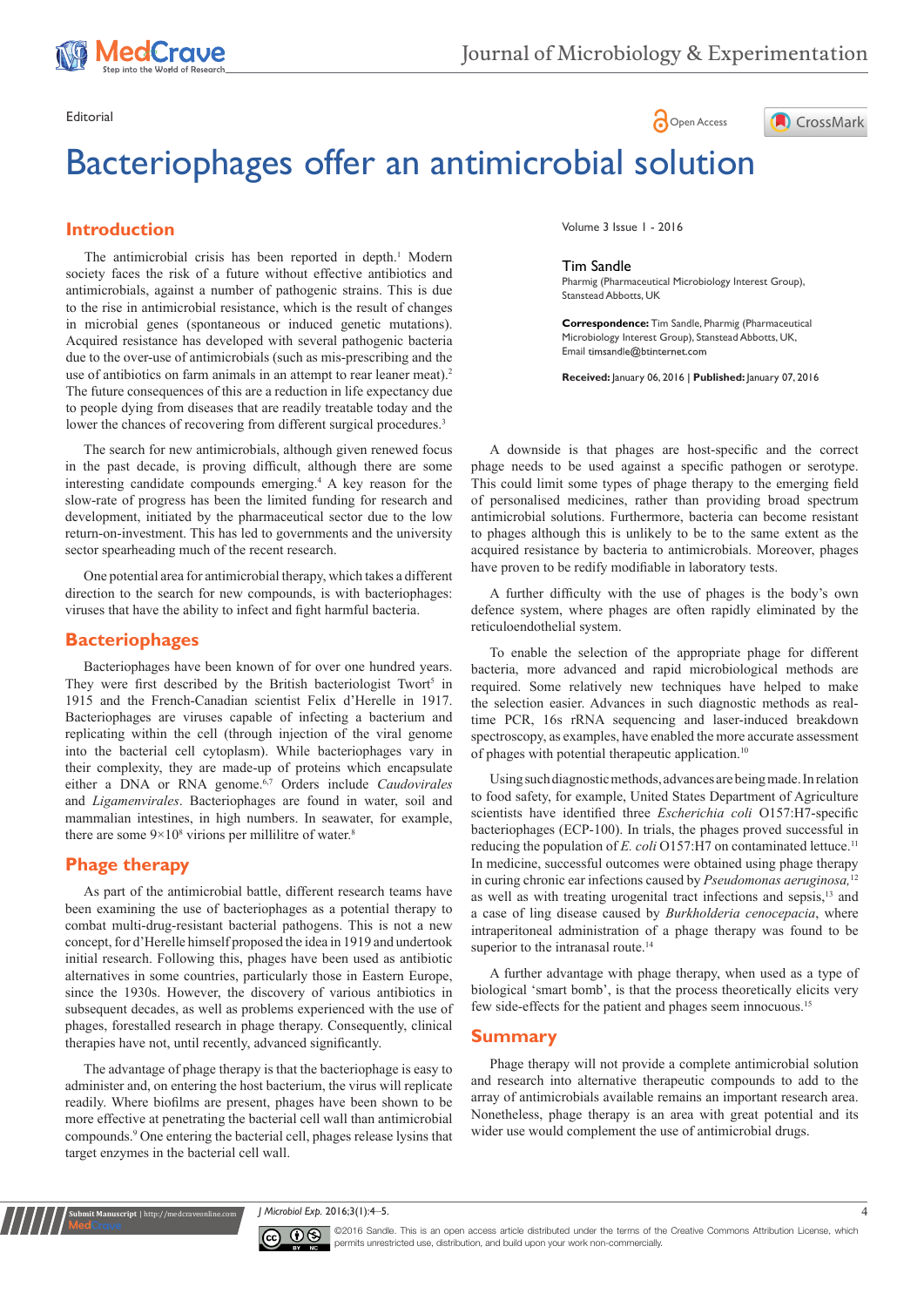Editorial

# Bacteriophages offer an antimicrobial solution

Volume 3 Issue 1 - 2016

**Tim Sandle**

Pharmig (Pharmaceutical Microbiology Interest Group), Stanstead Abbotts, UK

**Correspondence:** Tim Sandle, Pharmig (Pharmaceutical Microbiology Interest Group), Stanstead Abbotts, UK, Email timsandle@btinternet.com

**Received:** January 06, 2016 | **Published:** January 07, 2016

## Introduction

The antimicrobial crisis has been reported in depth.[1] Modern society faces the risk of a future without effective antibiotics and antimicrobials, against a number of pathogenic strains. This is due to the rise in antimicrobial resistance, which is the result of changes in microbial genes (spontaneous or induced genetic mutations). Acquired resistance has developed with several pathogenic bacteria due to the over-use of antimicrobials (such as mis-prescribing and the use of antibiotics on farm animals in an attempt to rear leaner meat).[2] The future consequences of this are a reduction in life expectancy due to people dying from diseases that are readily treatable today and the lower the chances of recovering from different surgical procedures.[3]

The search for new antimicrobials, although given renewed focus in the past decade, is proving difficult, although there are some interesting candidate compounds emerging.[4] A key reason for the slow-rate of progress has been the limited funding for research and development, initiated by the pharmaceutical sector due to the low return-on-investment. This has led to governments and the university sector spearheading much of the recent research.

One potential area for antimicrobial therapy, which takes a different direction to the search for new compounds, is with bacteriophages: viruses that have the ability to infect and fight harmful bacteria.

## Bacteriophages

Bacteriophages have been known of for over one hundred years. They were first described by the British bacteriologist Twort[5] in 1915 and the French-Canadian scientist Felix d'Herelle in 1917. Bacteriophages are viruses capable of infecting a bacterium and replicating within the cell (through injection of the viral genome into the bacterial cell cytoplasm). While bacteriophages vary in their complexity, they are made-up of proteins which encapsulate either a DNA or RNA genome.[6,7] Orders include *Caudovirales* and *Ligamenvirales*. Bacteriophages are found in water, soil and mammalian intestines, in high numbers. In seawater, for example, there are some $9\times10^8$ virions per millilitre of water.[8]

## Phage therapy

As part of the antimicrobial battle, different research teams have been examining the use of bacteriophages as a potential therapy to combat multi-drug-resistant bacterial pathogens. This is not a new concept, for d'Herelle himself proposed the idea in 1919 and undertook initial research. Following this, phages have been used as antibiotic alternatives in some countries, particularly those in Eastern Europe, since the 1930s. However, the discovery of various antibiotics in subsequent decades, as well as problems experienced with the use of phages, forestalled research in phage therapy. Consequently, clinical therapies have not, until recently, advanced significantly.

The advantage of phage therapy is that the bacteriophage is easy to administer and, on entering the host bacterium, the virus will replicate readily. Where biofilms are present, phages have been shown to be more effective at penetrating the bacterial cell wall than antimicrobial compounds.[9] One entering the bacterial cell, phages release lysins that target enzymes in the bacterial cell wall.

A downside is that phages are host-specific and the correct phage needs to be used against a specific pathogen or serotype. This could limit some types of phage therapy to the emerging field of personalised medicines, rather than providing broad spectrum antimicrobial solutions. Furthermore, bacteria can become resistant to phages although this is unlikely to be to the same extent as the acquired resistance by bacteria to antimicrobials. Moreover, phages have proven to be redify modifiable in laboratory tests.

A further difficulty with the use of phages is the body's own defence system, where phages are often rapidly eliminated by the reticuloendothelial system.

To enable the selection of the appropriate phage for different bacteria, more advanced and rapid microbiological methods are required. Some relatively new techniques have helped to make the selection easier. Advances in such diagnostic methods as real-time PCR, 16s rRNA sequencing and laser-induced breakdown spectroscopy, as examples, have enabled the more accurate assessment of phages with potential therapeutic application.[10]

Using such diagnostic methods, advances are being made. In relation to food safety, for example, United States Department of Agriculture scientists have identified three *Escherichia coli* O157:H7-specific bacteriophages (ECP-100). In trials, the phages proved successful in reducing the population of *E. coli* O157:H7 on contaminated lettuce.[11] In medicine, successful outcomes were obtained using phage therapy in curing chronic ear infections caused by *Pseudomonas aeruginosa,*[12] as well as with treating urogenital tract infections and sepsis,[13] and a case of ling disease caused by *Burkholderia cenocepacia*, where intraperitoneal administration of a phage therapy was found to be superior to the intranasal route.[14]

A further advantage with phage therapy, when used as a type of biological 'smart bomb', is that the process theoretically elicits very few side-effects for the patient and phages seem innocuous.[15]

## Summary

Phage therapy will not provide a complete antimicrobial solution and research into alternative therapeutic compounds to add to the array of antimicrobials available remains an important research area. Nonetheless, phage therapy is an area with great potential and its wider use would complement the use of antimicrobial drugs.

©2016 Sandle. This is an open access article distributed under the terms of the Creative Commons Attribution License, which permits unrestricted use, distribution, and build upon your work non-commercially.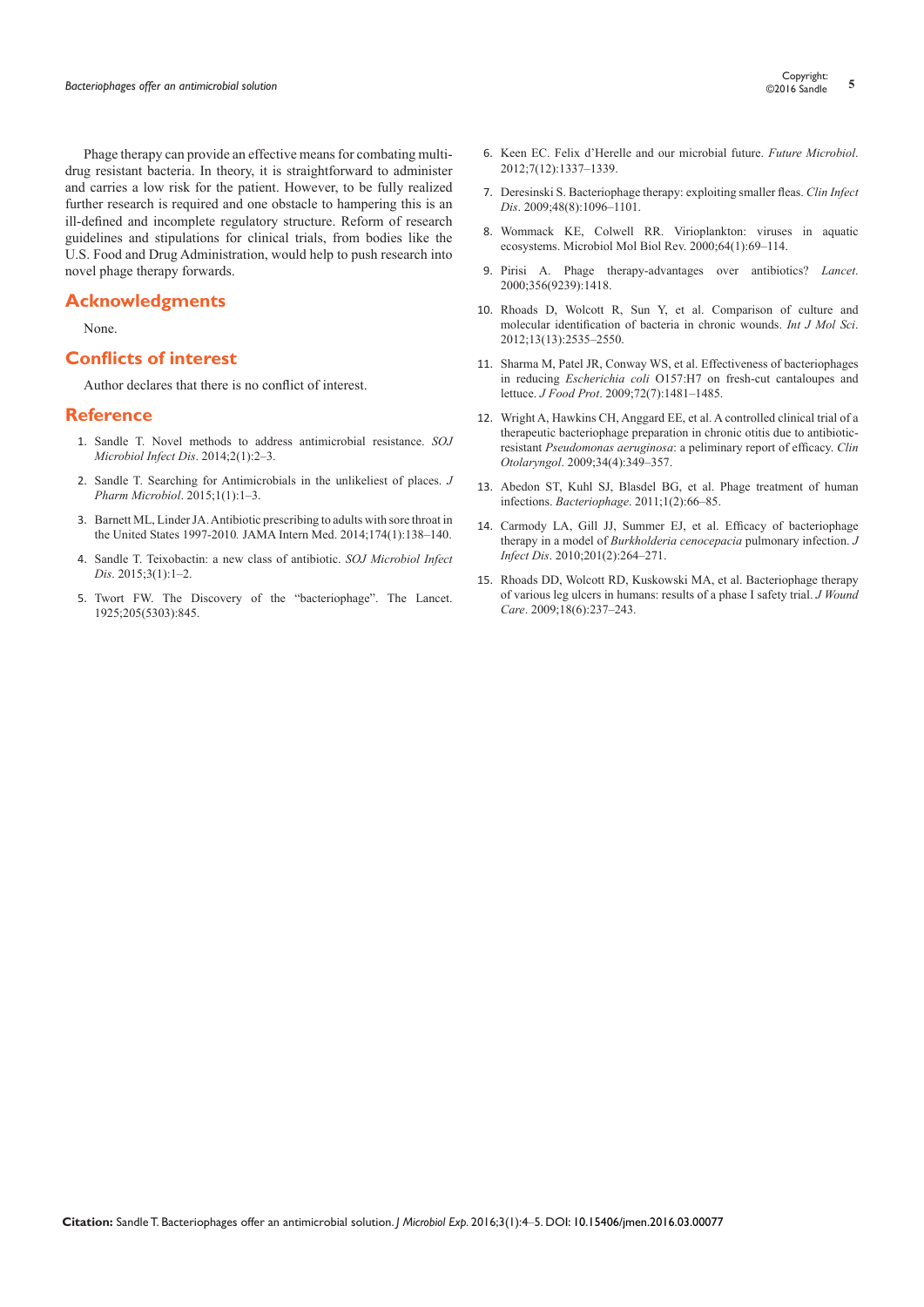Phage therapy can provide an effective means for combating multi-drug resistant bacteria. In theory, it is straightforward to administer and carries a low risk for the patient. However, to be fully realized further research is required and one obstacle to hampering this is an ill-defined and incomplete regulatory structure. Reform of research guidelines and stipulations for clinical trials, from bodies like the U.S. Food and Drug Administration, would help to push research into novel phage therapy forwards.

## Acknowledgments

None.

## Conflicts of interest

Author declares that there is no conflict of interest.

## Reference

1. Sandle T. Novel methods to address antimicrobial resistance. *SOJ Microbiol Infect Dis*. 2014;2(1):2–3.
2. Sandle T. Searching for Antimicrobials in the unlikeliest of places. *J Pharm Microbiol*. 2015;1(1):1–3.
3. Barnett ML, Linder JA. Antibiotic prescribing to adults with sore throat in the United States 1997-2010. JAMA Intern Med. 2014;174(1):138–140.
4. Sandle T. Teixobactin: a new class of antibiotic. *SOJ Microbiol Infect Dis*. 2015;3(1):1–2.
5. Twort FW. The Discovery of the "bacteriophage". The Lancet. 1925;205(5303):845.
6. Keen EC. Felix d'Herelle and our microbial future. *Future Microbiol*. 2012;7(12):1337–1339.
7. Deresinski S. Bacteriophage therapy: exploiting smaller fleas. *Clin Infect Dis*. 2009;48(8):1096–1101.
8. Wommack KE, Colwell RR. Virioplankton: viruses in aquatic ecosystems. Microbiol Mol Biol Rev. 2000;64(1):69–114.
9. Pirisi A. Phage therapy-advantages over antibiotics? *Lancet*. 2000;356(9239):1418.
10. Rhoads D, Wolcott R, Sun Y, et al. Comparison of culture and molecular identification of bacteria in chronic wounds. *Int J Mol Sci*. 2012;13(13):2535–2550.
11. Sharma M, Patel JR, Conway WS, et al. Effectiveness of bacteriophages in reducing *Escherichia coli* O157:H7 on fresh-cut cantaloupes and lettuce. *J Food Prot*. 2009;72(7):1481–1485.
12. Wright A, Hawkins CH, Anggard EE, et al. A controlled clinical trial of a therapeutic bacteriophage preparation in chronic otitis due to antibiotic-resistant *Pseudomonas aeruginosa*: a peliminary report of efficacy. *Clin Otolaryngol*. 2009;34(4):349–357.
13. Abedon ST, Kuhl SJ, Blasdel BG, et al. Phage treatment of human infections. *Bacteriophage*. 2011;1(2):66–85.
14. Carmody LA, Gill JJ, Summer EJ, et al. Efficacy of bacteriophage therapy in a model of *Burkholderia cenocepacia* pulmonary infection. *J Infect Dis*. 2010;201(2):264–271.
15. Rhoads DD, Wolcott RD, Kuskowski MA, et al. Bacteriophage therapy of various leg ulcers in humans: results of a phase I safety trial. *J Wound Care*. 2009;18(6):237–243.

**Citation:** Sandle T. Bacteriophages offer an antimicrobial solution. *J Microbiol Exp*. 2016;3(1):4–5. DOI: 10.15406/jmen.2016.03.00077